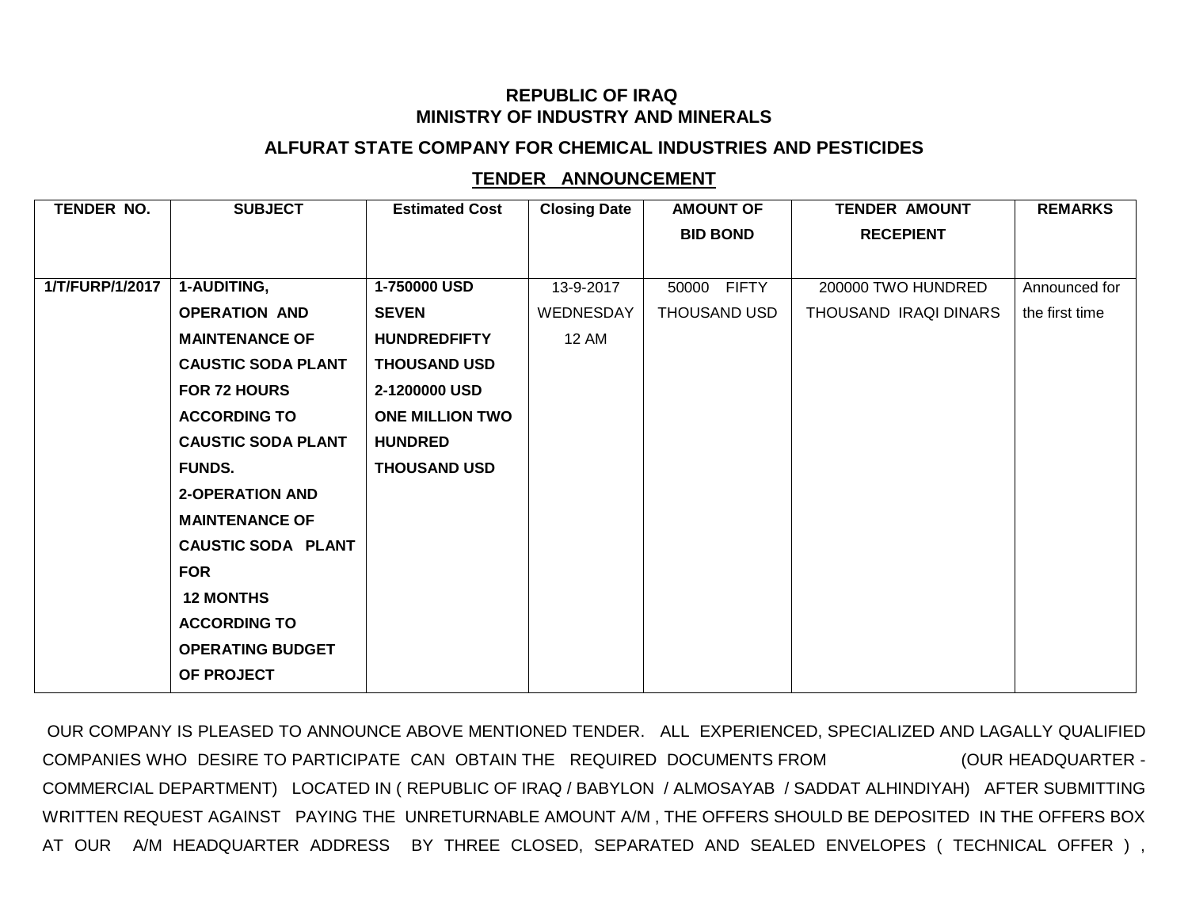**REPUBLIC OF IRAQ**
**MINISTRY OF INDUSTRY AND MINERALS**

**ALFURAT STATE COMPANY FOR CHEMICAL INDUSTRIES AND PESTICIDES**

**TENDER ANNOUNCEMENT**

| TENDER NO. | SUBJECT | Estimated Cost | Closing Date | AMOUNT OF BID BOND | TENDER AMOUNT RECEPIENT | REMARKS |
|---|---|---|---|---|---|---|
| 1/T/FURP/1/2017 | 1-AUDITING, OPERATION AND MAINTENANCE OF CAUSTIC SODA PLANT FOR 72 HOURS ACCORDING TO CAUSTIC SODA PLANT FUNDS. 2-OPERATION AND MAINTENANCE OF CAUSTIC SODA PLANT FOR 12 MONTHS ACCORDING TO OPERATING BUDGET OF PROJECT | 1-750000 USD SEVEN HUNDREDFIFTY THOUSAND USD 2-1200000 USD ONE MILLION TWO HUNDRED THOUSAND USD | 13-9-2017 WEDNESDAY 12 AM | 50000 FIFTY THOUSAND USD | 200000 TWO HUNDRED THOUSAND IRAQI DINARS | Announced for the first time |

OUR COMPANY IS PLEASED TO ANNOUNCE ABOVE MENTIONED TENDER. ALL EXPERIENCED, SPECIALIZED AND LAGALLY QUALIFIED COMPANIES WHO DESIRE TO PARTICIPATE CAN OBTAIN THE REQUIRED DOCUMENTS FROM (OUR HEADQUARTER - COMMERCIAL DEPARTMENT) LOCATED IN ( REPUBLIC OF IRAQ / BABYLON / ALMOSAYAB / SADDAT ALHINDIYAH) AFTER SUBMITTING WRITTEN REQUEST AGAINST PAYING THE UNRETURNABLE AMOUNT A/M , THE OFFERS SHOULD BE DEPOSITED IN THE OFFERS BOX AT OUR A/M HEADQUARTER ADDRESS BY THREE CLOSED, SEPARATED AND SEALED ENVELOPES ( TECHNICAL OFFER ) ,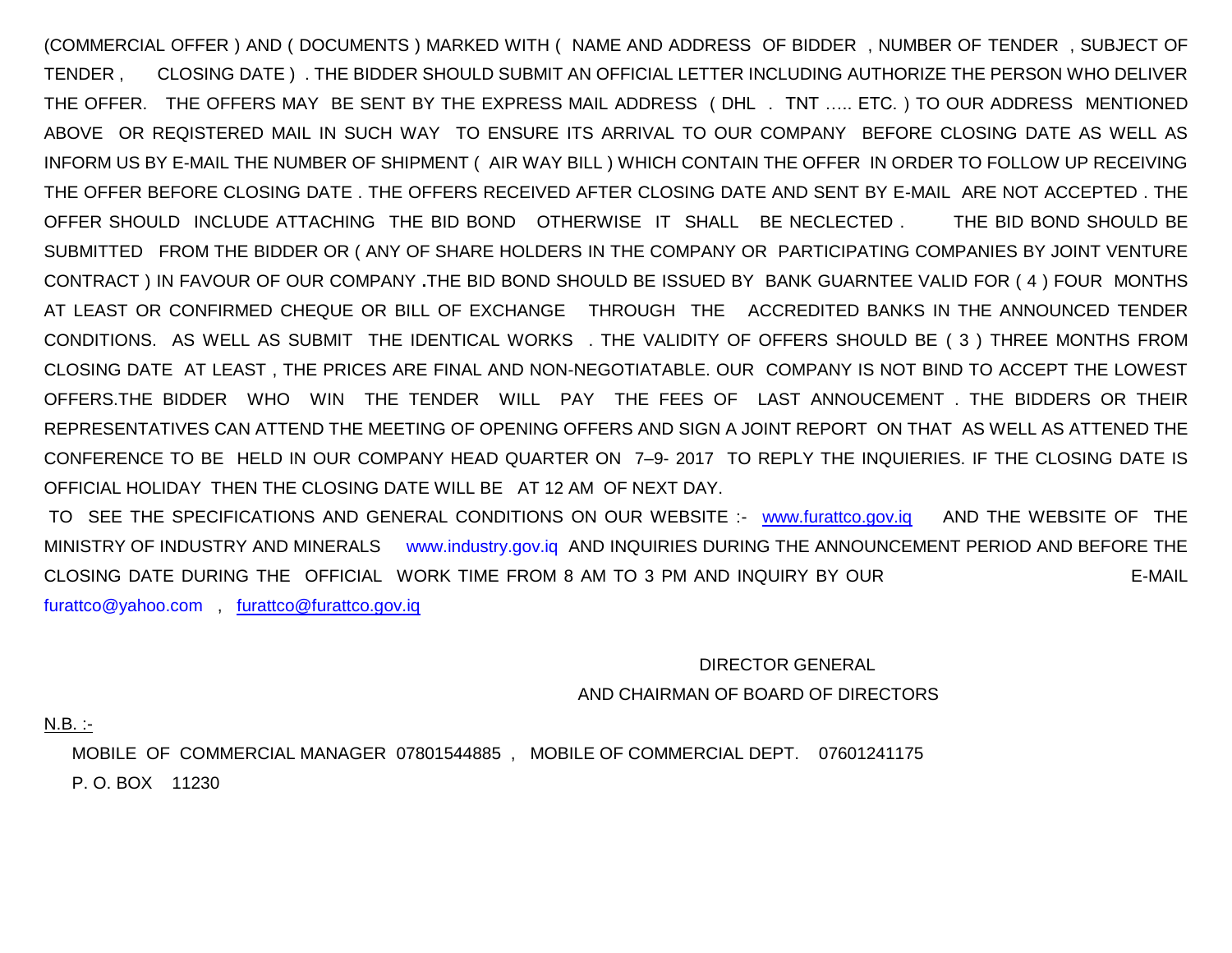(COMMERCIAL OFFER ) AND ( DOCUMENTS ) MARKED WITH ( NAME AND ADDRESS OF BIDDER , NUMBER OF TENDER , SUBJECT OF TENDER , CLOSING DATE ) . THE BIDDER SHOULD SUBMIT AN OFFICIAL LETTER INCLUDING AUTHORIZE THE PERSON WHO DELIVER THE OFFER. THE OFFERS MAY BE SENT BY THE EXPRESS MAIL ADDRESS ( DHL . TNT ….. ETC. ) TO OUR ADDRESS MENTIONED ABOVE OR REQISTERED MAIL IN SUCH WAY TO ENSURE ITS ARRIVAL TO OUR COMPANY BEFORE CLOSING DATE AS WELL AS INFORM US BY E-MAIL THE NUMBER OF SHIPMENT ( AIR WAY BILL ) WHICH CONTAIN THE OFFER IN ORDER TO FOLLOW UP RECEIVING THE OFFER BEFORE CLOSING DATE . THE OFFERS RECEIVED AFTER CLOSING DATE AND SENT BY E-MAIL ARE NOT ACCEPTED . THE OFFER SHOULD INCLUDE ATTACHING THE BID BOND OTHERWISE IT SHALL BE NECLECTED . THE BID BOND SHOULD BE SUBMITTED FROM THE BIDDER OR ( ANY OF SHARE HOLDERS IN THE COMPANY OR PARTICIPATING COMPANIES BY JOINT VENTURE CONTRACT ) IN FAVOUR OF OUR COMPANY **.**THE BID BOND SHOULD BE ISSUED BY BANK GUARNTEE VALID FOR ( 4 ) FOUR MONTHS AT LEAST OR CONFIRMED CHEQUE OR BILL OF EXCHANGE THROUGH THE ACCREDITED BANKS IN THE ANNOUNCED TENDER CONDITIONS. AS WELL AS SUBMIT THE IDENTICAL WORKS . THE VALIDITY OF OFFERS SHOULD BE ( 3 ) THREE MONTHS FROM CLOSING DATE AT LEAST , THE PRICES ARE FINAL AND NON-NEGOTIATABLE. OUR COMPANY IS NOT BIND TO ACCEPT THE LOWEST OFFERS.THE BIDDER WHO WIN THE TENDER WILL PAY THE FEES OF LAST ANNOUCEMENT . THE BIDDERS OR THEIR REPRESENTATIVES CAN ATTEND THE MEETING OF OPENING OFFERS AND SIGN A JOINT REPORT ON THAT AS WELL AS ATTENED THE CONFERENCE TO BE HELD IN OUR COMPANY HEAD QUARTER ON 7–9- 2017 TO REPLY THE INQUIERIES. IF THE CLOSING DATE IS OFFICIAL HOLIDAY THEN THE CLOSING DATE WILL BE AT 12 AM OF NEXT DAY.

TO SEE THE SPECIFICATIONS AND GENERAL CONDITIONS ON OUR WEBSITE :- www.furattco.gov.iq AND THE WEBSITE OF THE MINISTRY OF INDUSTRY AND MINERALS www.industry.gov.iq AND INQUIRIES DURING THE ANNOUNCEMENT PERIOD AND BEFORE THE CLOSING DATE DURING THE OFFICIAL WORK TIME FROM 8 AM TO 3 PM AND INQUIRY BY OUR E-MAIL furattco@yahoo.com , furattco@furattco.gov.iq

DIRECTOR GENERAL

AND CHAIRMAN OF BOARD OF DIRECTORS

N.B. :-

MOBILE OF COMMERCIAL MANAGER 07801544885 , MOBILE OF COMMERCIAL DEPT. 07601241175

P. O. BOX 11230